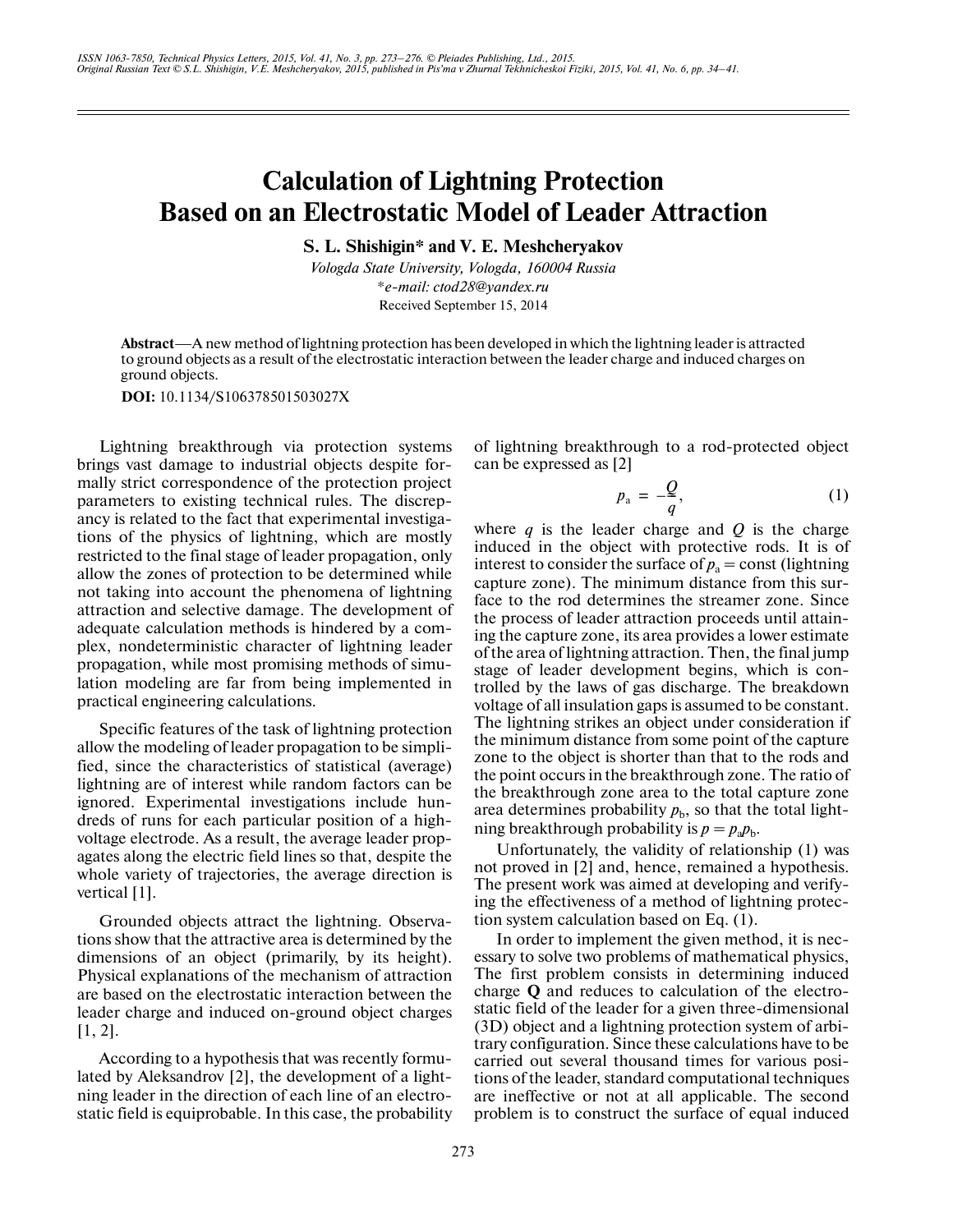# Calculation of Lightning Protection Based on an Electrostatic Model of Leader Attraction

**S. L. Shishigin\* and V. E. Meshcheryakov**

*Vologda State University, Vologda, 160004 Russia*
*\*e-mail: ctod28@yandex.ru*

Received September 15, 2014

**Abstract**—A new method of lightning protection has been developed in which the lightning leader is attracted to ground objects as a result of the electrostatic interaction between the leader charge and induced charges on ground objects.

**DOI:** 10.1134/S106378501503027X

Lightning breakthrough via protection systems brings vast damage to industrial objects despite formally strict correspondence of the protection project parameters to existing technical rules. The discrepancy is related to the fact that experimental investigations of the physics of lightning, which are mostly restricted to the final stage of leader propagation, only allow the zones of protection to be determined while not taking into account the phenomena of lightning attraction and selective damage. The development of adequate calculation methods is hindered by a complex, nondeterministic character of lightning leader propagation, while most promising methods of simulation modeling are far from being implemented in practical engineering calculations.

Specific features of the task of lightning protection allow the modeling of leader propagation to be simplified, since the characteristics of statistical (average) lightning are of interest while random factors can be ignored. Experimental investigations include hundreds of runs for each particular position of a high-voltage electrode. As a result, the average leader propagates along the electric field lines so that, despite the whole variety of trajectories, the average direction is vertical [1].

Grounded objects attract the lightning. Observations show that the attractive area is determined by the dimensions of an object (primarily, by its height). Physical explanations of the mechanism of attraction are based on the electrostatic interaction between the leader charge and induced on-ground object charges [1, 2].

According to a hypothesis that was recently formulated by Aleksandrov [2], the development of a lightning leader in the direction of each line of an electrostatic field is equiprobable. In this case, the probability of lightning breakthrough to a rod-protected object can be expressed as [2]

$$p_a = -\frac{Q}{q}, \tag{1}$$

where $q$ is the leader charge and $Q$ is the charge induced in the object with protective rods. It is of interest to consider the surface of $p_a = \text{const}$ (lightning capture zone). The minimum distance from this surface to the rod determines the streamer zone. Since the process of leader attraction proceeds until attaining the capture zone, its area provides a lower estimate of the area of lightning attraction. Then, the final jump stage of leader development begins, which is controlled by the laws of gas discharge. The breakdown voltage of all insulation gaps is assumed to be constant. The lightning strikes an object under consideration if the minimum distance from some point of the capture zone to the object is shorter than that to the rods and the point occurs in the breakthrough zone. The ratio of the breakthrough zone area to the total capture zone area determines probability $p_b$, so that the total lightning breakthrough probability is $p = p_a p_b$.

Unfortunately, the validity of relationship (1) was not proved in [2] and, hence, remained a hypothesis. The present work was aimed at developing and verifying the effectiveness of a method of lightning protection system calculation based on Eq. (1).

In order to implement the given method, it is necessary to solve two problems of mathematical physics, The first problem consists in determining induced charge **Q** and reduces to calculation of the electrostatic field of the leader for a given three-dimensional (3D) object and a lightning protection system of arbitrary configuration. Since these calculations have to be carried out several thousand times for various positions of the leader, standard computational techniques are ineffective or not at all applicable. The second problem is to construct the surface of equal induced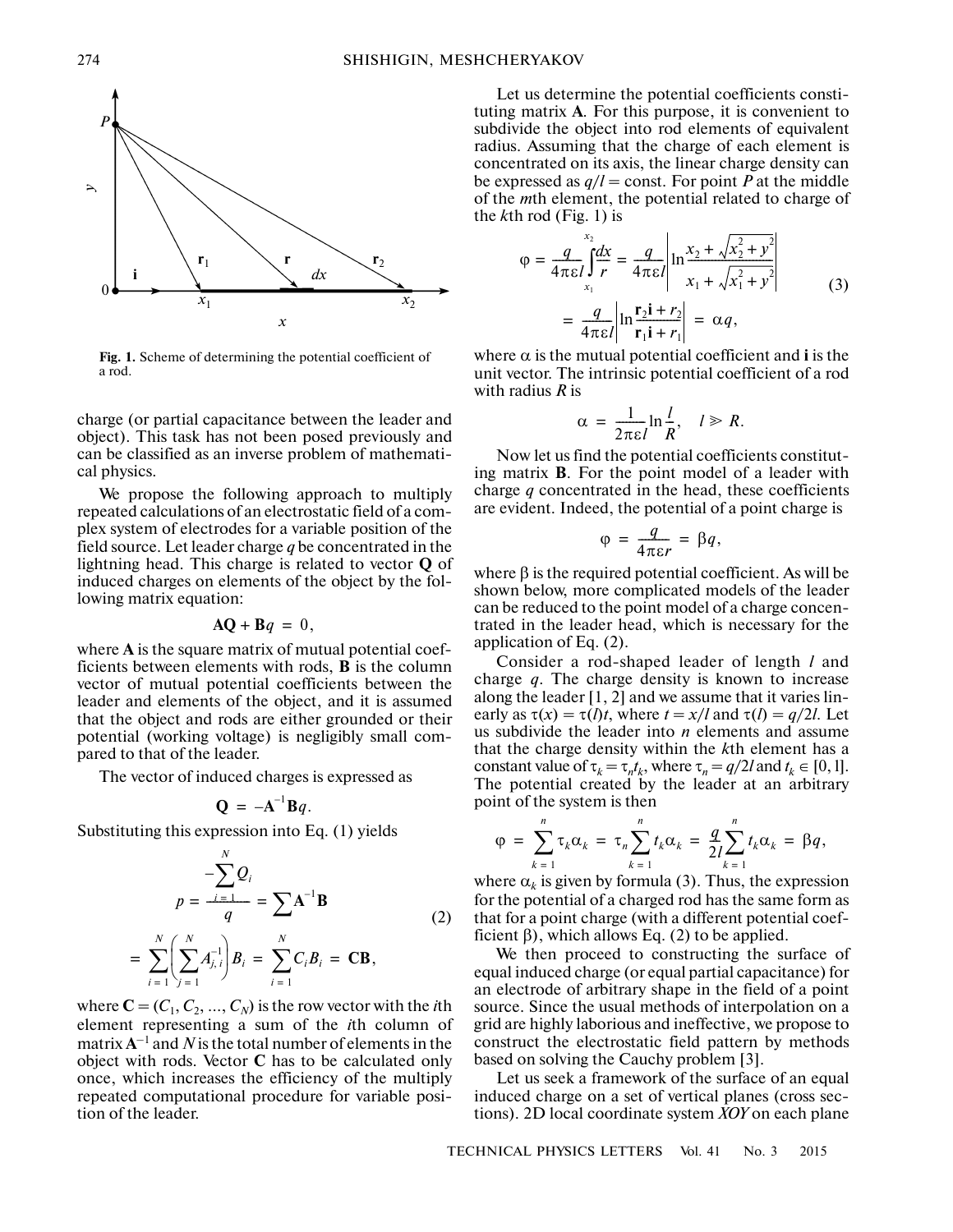P

y

$\mathbf{r}_1$ $\mathbf{r}$ $\mathbf{r}_2$

i

$dx$

0

$x_1$ $x_2$

$x$

**Fig. 1.** Scheme of determining the potential coefficient of a rod.

charge (or partial capacitance between the leader and object). This task has not been posed previously and can be classified as an inverse problem of mathematical physics.

We propose the following approach to multiply repeated calculations of an electrostatic field of a complex system of electrodes for a variable position of the field source. Let leader charge $q$ be concentrated in the lightning head. This charge is related to vector $\mathbf{Q}$ of induced charges on elements of the object by the following matrix equation:

$$\mathbf{AQ} + \mathbf{B}q = 0,$$

where $\mathbf{A}$ is the square matrix of mutual potential coefficients between elements with rods, $\mathbf{B}$ is the column vector of mutual potential coefficients between the leader and elements of the object, and it is assumed that the object and rods are either grounded or their potential (working voltage) is negligibly small compared to that of the leader.

The vector of induced charges is expressed as

$$\mathbf{Q} = -\mathbf{A}^{-1}\mathbf{B}q.$$

Substituting this expression into Eq. (1) yields

$$p = \frac{-\sum_{i=1}^{N} Q_i}{q} = \sum \mathbf{A}^{-1}\mathbf{B} = \sum_{i=1}^{N}\left(\sum_{j=1}^{N} A_{j,i}^{-1}\right)B_i = \sum_{i=1}^{N} C_i B_i = \mathbf{CB}, \tag{2}$$

where $\mathbf{C} = (C_1, C_2, ..., C_N)$ is the row vector with the $i$th element representing a sum of the $i$th column of matrix $\mathbf{A}^{-1}$ and $N$ is the total number of elements in the object with rods. Vector $\mathbf{C}$ has to be calculated only once, which increases the efficiency of the multiply repeated computational procedure for variable position of the leader.

Let us determine the potential coefficients constituting matrix $\mathbf{A}$. For this purpose, it is convenient to subdivide the object into rod elements of equivalent radius. Assuming that the charge of each element is concentrated on its axis, the linear charge density can be expressed as $q/l = \text{const}$. For point $P$ at the middle of the $m$th element, the potential related to charge of the $k$th rod (Fig. 1) is

$$\varphi = \frac{q}{4\pi\varepsilon l}\int_{x_1}^{x_2}\frac{dx}{r} = \frac{q}{4\pi\varepsilon l}\left|\ln\frac{x_2 + \sqrt{x_2^2 + y^2}}{x_1 + \sqrt{x_1^2 + y^2}}\right| = \frac{q}{4\pi\varepsilon l}\left|\ln\frac{\mathbf{r}_2\mathbf{i} + r_2}{\mathbf{r}_1\mathbf{i} + r_1}\right| = \alpha q, \tag{3}$$

where $\alpha$ is the mutual potential coefficient and $\mathbf{i}$ is the unit vector. The intrinsic potential coefficient of a rod with radius $R$ is

$$\alpha = \frac{1}{2\pi\varepsilon l}\ln\frac{l}{R}, \quad l \gg R.$$

Now let us find the potential coefficients constituting matrix $\mathbf{B}$. For the point model of a leader with charge $q$ concentrated in the head, these coefficients are evident. Indeed, the potential of a point charge is

$$\varphi = \frac{q}{4\pi\varepsilon r} = \beta q,$$

where $\beta$ is the required potential coefficient. As will be shown below, more complicated models of the leader can be reduced to the point model of a charge concentrated in the leader head, which is necessary for the application of Eq. (2).

Consider a rod-shaped leader of length $l$ and charge $q$. The charge density is known to increase along the leader [1, 2] and we assume that it varies linearly as $\tau(x) = \tau(l)t$, where $t = x/l$ and $\tau(l) = q/2l$. Let us subdivide the leader into $n$ elements and assume that the charge density within the $k$th element has a constant value of $\tau_k = \tau_n t_k$, where $\tau_n = q/2l$ and $t_k \in [0, 1]$. The potential created by the leader at an arbitrary point of the system is then

$$\varphi = \sum_{k=1}^{n}\tau_k\alpha_k = \tau_n\sum_{k=1}^{n} t_k\alpha_k = \frac{q}{2l}\sum_{k=1}^{n} t_k\alpha_k = \beta q,$$

where $\alpha_k$ is given by formula (3). Thus, the expression for the potential of a charged rod has the same form as that for a point charge (with a different potential coefficient $\beta$), which allows Eq. (2) to be applied.

We then proceed to constructing the surface of equal induced charge (or equal partial capacitance) for an electrode of arbitrary shape in the field of a point source. Since the usual methods of interpolation on a grid are highly laborious and ineffective, we propose to construct the electrostatic field pattern by methods based on solving the Cauchy problem [3].

Let us seek a framework of the surface of an equal induced charge on a set of vertical planes (cross sections). 2D local coordinate system $XOY$ on each plane